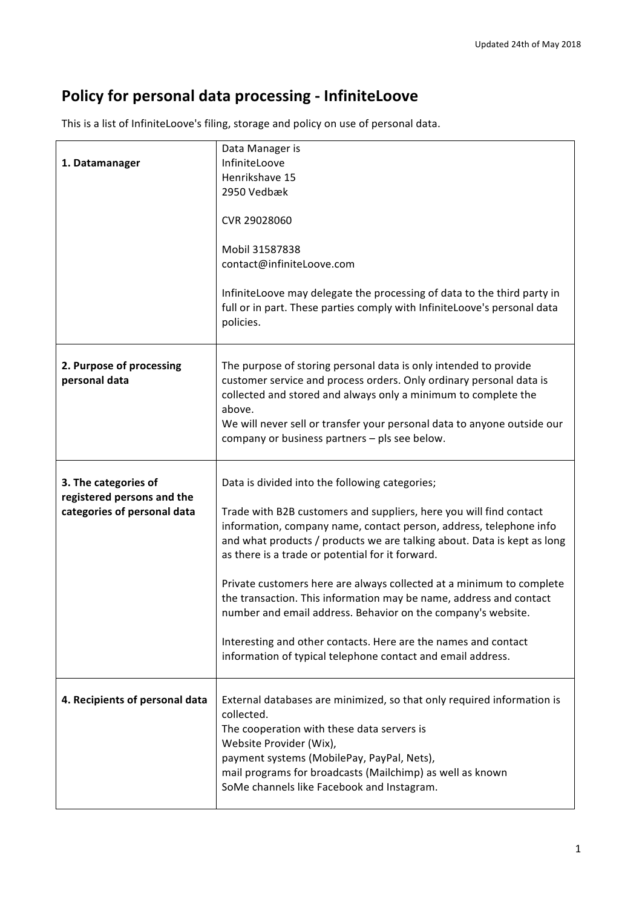Updated 24th of May 2018

# Policy for personal data processing - InfiniteLoove

This is a list of InfiniteLoove's filing, storage and policy on use of personal data.

| | |
|---|---|
| **1. Datamanager** | Data Manager is<br>InfiniteLoove<br>Henrikshave 15<br>2950 Vedbæk<br><br>CVR 29028060<br><br>Mobil 31587838<br>contact@infiniteLoove.com<br><br>InfiniteLoove may delegate the processing of data to the third party in full or in part. These parties comply with InfiniteLoove's personal data policies. |
| **2. Purpose of processing personal data** | The purpose of storing personal data is only intended to provide customer service and process orders. Only ordinary personal data is collected and stored and always only a minimum to complete the above.<br>We will never sell or transfer your personal data to anyone outside our company or business partners – pls see below. |
| **3. The categories of registered persons and the categories of personal data** | Data is divided into the following categories;<br><br>Trade with B2B customers and suppliers, here you will find contact information, company name, contact person, address, telephone info and what products / products we are talking about. Data is kept as long as there is a trade or potential for it forward.<br><br>Private customers here are always collected at a minimum to complete the transaction. This information may be name, address and contact number and email address. Behavior on the company's website.<br><br>Interesting and other contacts. Here are the names and contact information of typical telephone contact and email address. |
| **4. Recipients of personal data** | External databases are minimized, so that only required information is collected.<br>The cooperation with these data servers is<br>Website Provider (Wix),<br>payment systems (MobilePay, PayPal, Nets),<br>mail programs for broadcasts (Mailchimp) as well as known<br>SoMe channels like Facebook and Instagram. |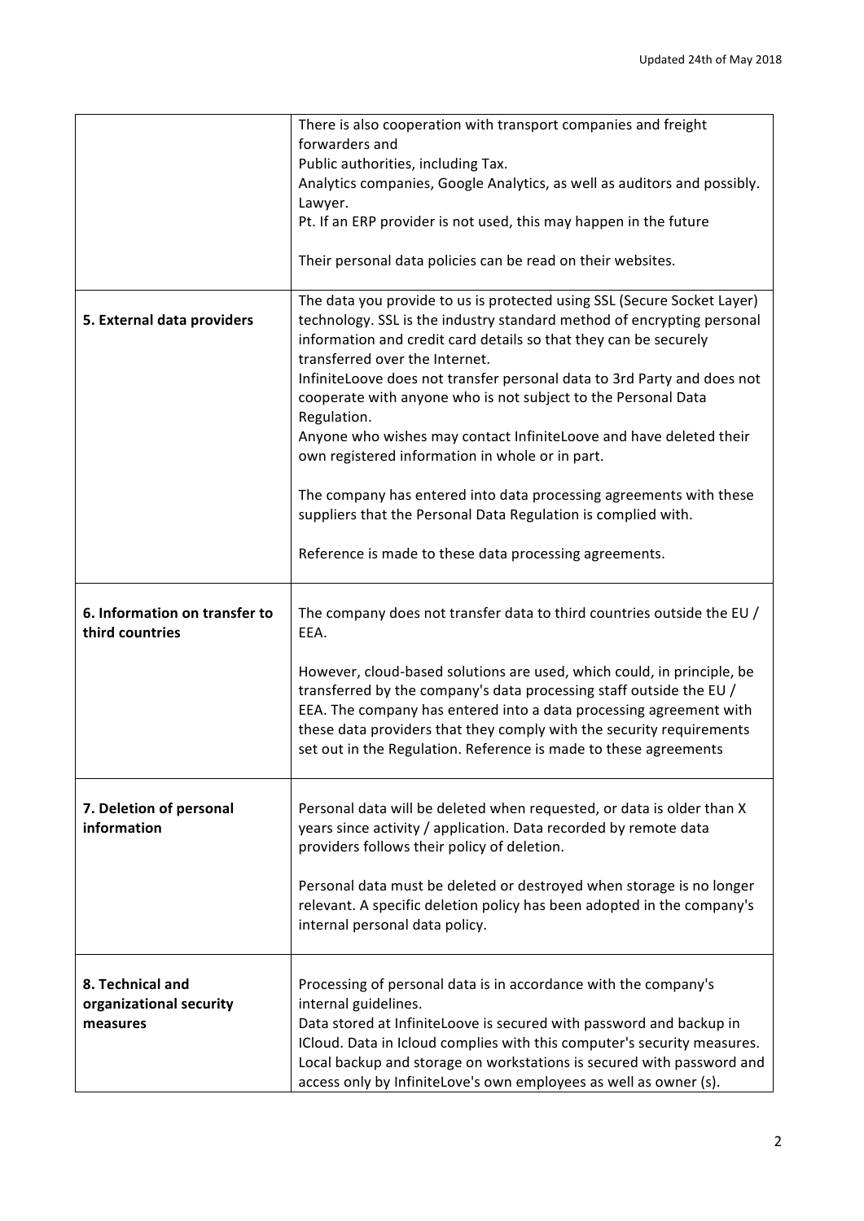| | |
|---|---|
| | There is also cooperation with transport companies and freight forwarders and<br>Public authorities, including Tax.<br>Analytics companies, Google Analytics, as well as auditors and possibly. Lawyer.<br>Pt. If an ERP provider is not used, this may happen in the future<br><br>Their personal data policies can be read on their websites. |
| **5. External data providers** | The data you provide to us is protected using SSL (Secure Socket Layer) technology. SSL is the industry standard method of encrypting personal information and credit card details so that they can be securely transferred over the Internet.<br>InfiniteLoove does not transfer personal data to 3rd Party and does not cooperate with anyone who is not subject to the Personal Data Regulation.<br>Anyone who wishes may contact InfiniteLoove and have deleted their own registered information in whole or in part.<br><br>The company has entered into data processing agreements with these suppliers that the Personal Data Regulation is complied with.<br><br>Reference is made to these data processing agreements. |
| **6. Information on transfer to third countries** | The company does not transfer data to third countries outside the EU / EEA.<br><br>However, cloud-based solutions are used, which could, in principle, be transferred by the company's data processing staff outside the EU / EEA. The company has entered into a data processing agreement with these data providers that they comply with the security requirements set out in the Regulation. Reference is made to these agreements |
| **7. Deletion of personal information** | Personal data will be deleted when requested, or data is older than X years since activity / application. Data recorded by remote data providers follows their policy of deletion.<br><br>Personal data must be deleted or destroyed when storage is no longer relevant. A specific deletion policy has been adopted in the company's internal personal data policy. |
| **8. Technical and organizational security measures** | Processing of personal data is in accordance with the company's internal guidelines.<br>Data stored at InfiniteLoove is secured with password and backup in ICloud. Data in Icloud complies with this computer's security measures. Local backup and storage on workstations is secured with password and access only by InfiniteLove's own employees as well as owner (s). |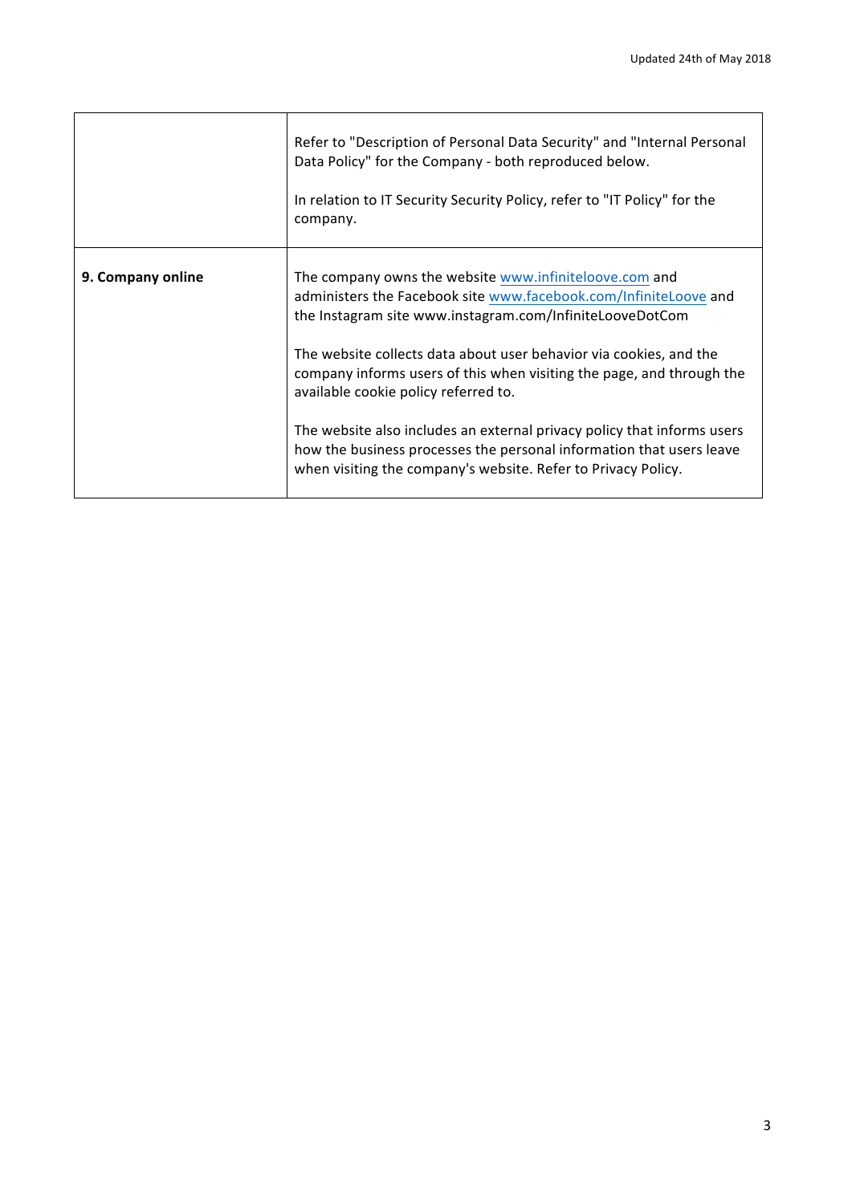| | |
|---|---|
| | Refer to "Description of Personal Data Security" and "Internal Personal Data Policy" for the Company - both reproduced below.<br><br>In relation to IT Security Security Policy, refer to "IT Policy" for the company. |
| **9. Company online** | The company owns the website www.infiniteloove.com and administers the Facebook site www.facebook.com/InfiniteLoove and the Instagram site www.instagram.com/InfiniteLooveDotCom<br><br>The website collects data about user behavior via cookies, and the company informs users of this when visiting the page, and through the available cookie policy referred to.<br><br>The website also includes an external privacy policy that informs users how the business processes the personal information that users leave when visiting the company's website. Refer to Privacy Policy. |